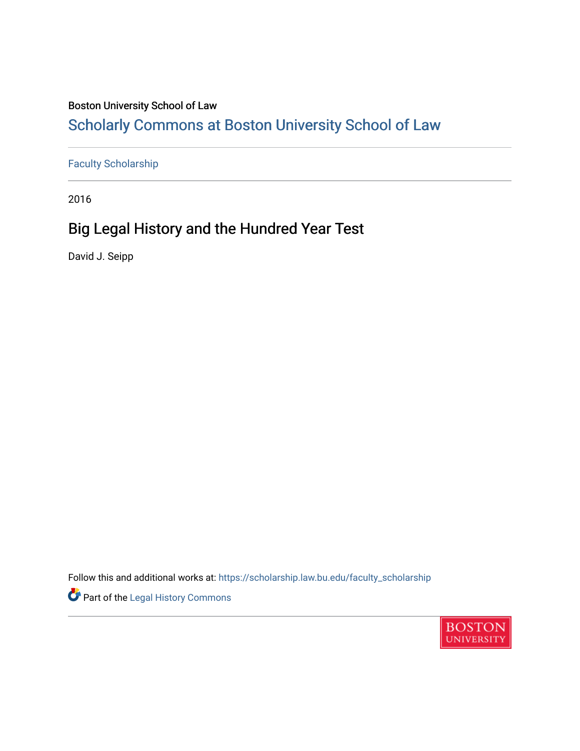Boston University School of Law

# Scholarly Commons at Boston University School of Law

Faculty Scholarship

2016

## Big Legal History and the Hundred Year Test

David J. Seipp

Follow this and additional works at: https://scholarship.law.bu.edu/faculty_scholarship

Part of the Legal History Commons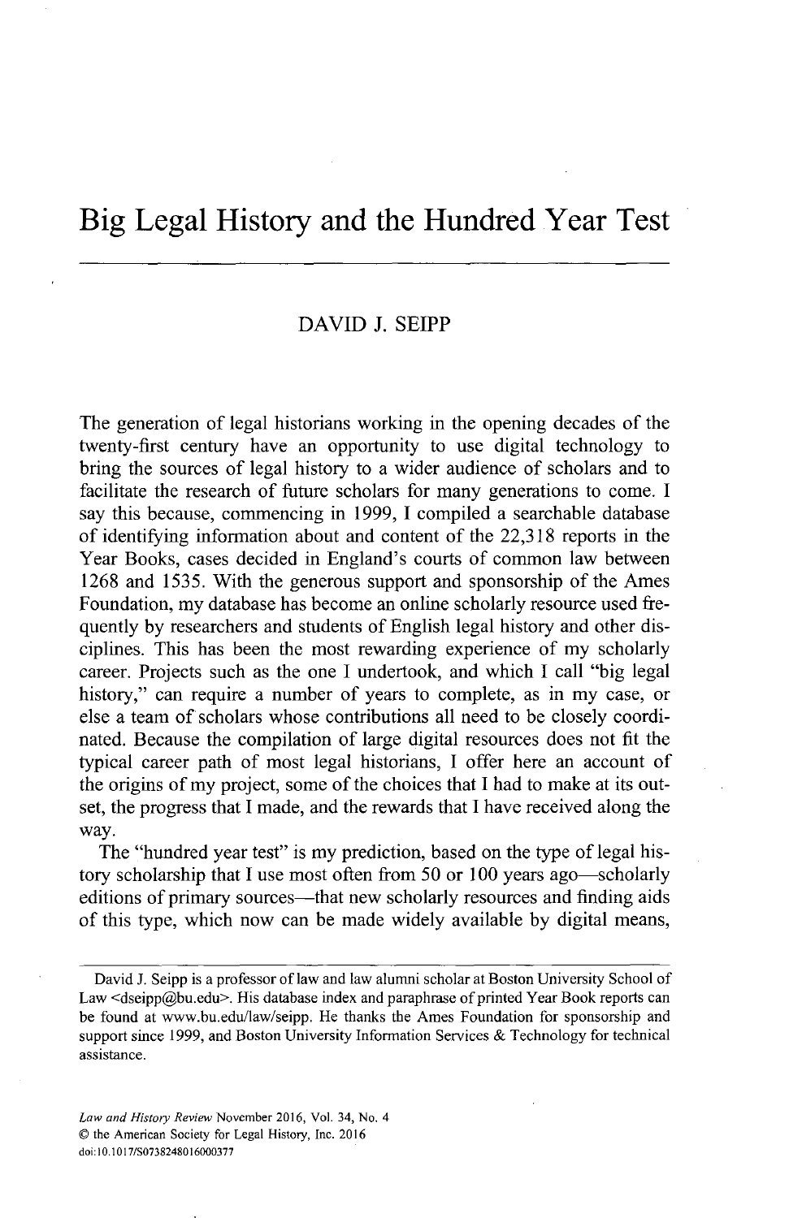# Big Legal History and the Hundred Year Test

DAVID J. SEIPP

The generation of legal historians working in the opening decades of the twenty-first century have an opportunity to use digital technology to bring the sources of legal history to a wider audience of scholars and to facilitate the research of future scholars for many generations to come. I say this because, commencing in 1999, I compiled a searchable database of identifying information about and content of the 22,318 reports in the Year Books, cases decided in England's courts of common law between 1268 and 1535. With the generous support and sponsorship of the Ames Foundation, my database has become an online scholarly resource used frequently by researchers and students of English legal history and other disciplines. This has been the most rewarding experience of my scholarly career. Projects such as the one I undertook, and which I call "big legal history," can require a number of years to complete, as in my case, or else a team of scholars whose contributions all need to be closely coordinated. Because the compilation of large digital resources does not fit the typical career path of most legal historians, I offer here an account of the origins of my project, some of the choices that I had to make at its outset, the progress that I made, and the rewards that I have received along the way.

The "hundred year test" is my prediction, based on the type of legal history scholarship that I use most often from 50 or 100 years ago—scholarly editions of primary sources—that new scholarly resources and finding aids of this type, which now can be made widely available by digital means,

---

David J. Seipp is a professor of law and law alumni scholar at Boston University School of Law <dseipp@bu.edu>. His database index and paraphrase of printed Year Book reports can be found at www.bu.edu/law/seipp. He thanks the Ames Foundation for sponsorship and support since 1999, and Boston University Information Services & Technology for technical assistance.

*Law and History Review* November 2016, Vol. 34, No. 4
© the American Society for Legal History, Inc. 2016
doi:10.1017/S0738248016000377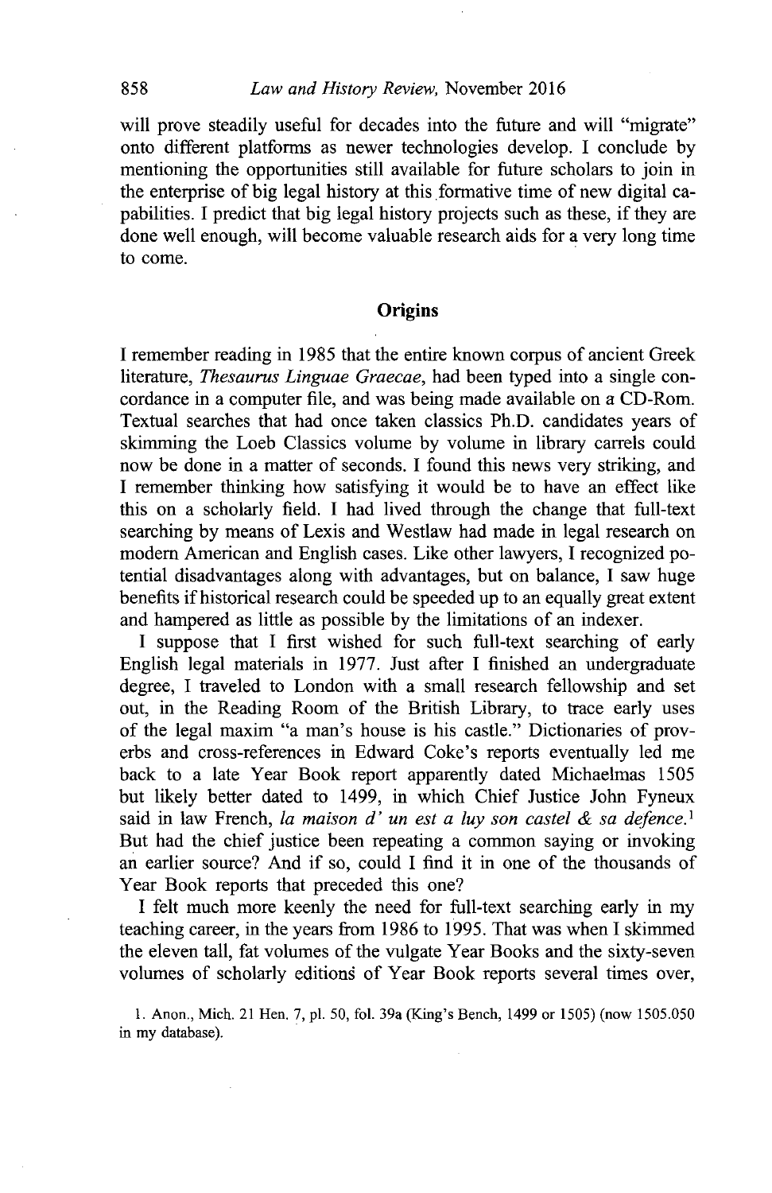will prove steadily useful for decades into the future and will "migrate" onto different platforms as newer technologies develop. I conclude by mentioning the opportunities still available for future scholars to join in the enterprise of big legal history at this formative time of new digital capabilities. I predict that big legal history projects such as these, if they are done well enough, will become valuable research aids for a very long time to come.

## Origins

I remember reading in 1985 that the entire known corpus of ancient Greek literature, *Thesaurus Linguae Graecae*, had been typed into a single concordance in a computer file, and was being made available on a CD-Rom. Textual searches that had once taken classics Ph.D. candidates years of skimming the Loeb Classics volume by volume in library carrels could now be done in a matter of seconds. I found this news very striking, and I remember thinking how satisfying it would be to have an effect like this on a scholarly field. I had lived through the change that full-text searching by means of Lexis and Westlaw had made in legal research on modern American and English cases. Like other lawyers, I recognized potential disadvantages along with advantages, but on balance, I saw huge benefits if historical research could be speeded up to an equally great extent and hampered as little as possible by the limitations of an indexer.

I suppose that I first wished for such full-text searching of early English legal materials in 1977. Just after I finished an undergraduate degree, I traveled to London with a small research fellowship and set out, in the Reading Room of the British Library, to trace early uses of the legal maxim "a man's house is his castle." Dictionaries of proverbs and cross-references in Edward Coke's reports eventually led me back to a late Year Book report apparently dated Michaelmas 1505 but likely better dated to 1499, in which Chief Justice John Fyneux said in law French, *la maison d' un est a luy son castel & sa defence.*[1] But had the chief justice been repeating a common saying or invoking an earlier source? And if so, could I find it in one of the thousands of Year Book reports that preceded this one?

I felt much more keenly the need for full-text searching early in my teaching career, in the years from 1986 to 1995. That was when I skimmed the eleven tall, fat volumes of the vulgate Year Books and the sixty-seven volumes of scholarly editions of Year Book reports several times over,

1. Anon., Mich. 21 Hen. 7, pl. 50, fol. 39a (King's Bench, 1499 or 1505) (now 1505.050 in my database).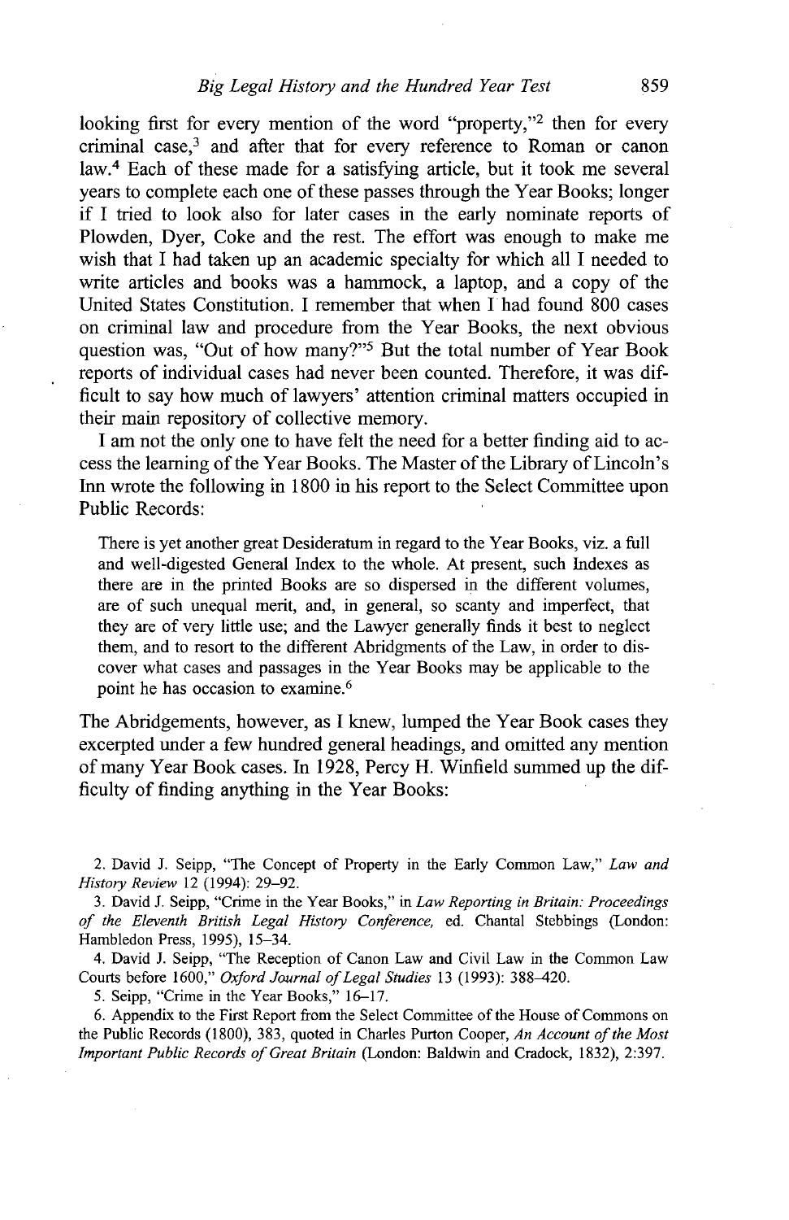looking first for every mention of the word "property,"[2] then for every criminal case,[3] and after that for every reference to Roman or canon law.[4] Each of these made for a satisfying article, but it took me several years to complete each one of these passes through the Year Books; longer if I tried to look also for later cases in the early nominate reports of Plowden, Dyer, Coke and the rest. The effort was enough to make me wish that I had taken up an academic specialty for which all I needed to write articles and books was a hammock, a laptop, and a copy of the United States Constitution. I remember that when I had found 800 cases on criminal law and procedure from the Year Books, the next obvious question was, "Out of how many?"[5] But the total number of Year Book reports of individual cases had never been counted. Therefore, it was difficult to say how much of lawyers' attention criminal matters occupied in their main repository of collective memory.

I am not the only one to have felt the need for a better finding aid to access the learning of the Year Books. The Master of the Library of Lincoln's Inn wrote the following in 1800 in his report to the Select Committee upon Public Records:

> There is yet another great Desideratum in regard to the Year Books, viz. a full and well-digested General Index to the whole. At present, such Indexes as there are in the printed Books are so dispersed in the different volumes, are of such unequal merit, and, in general, so scanty and imperfect, that they are of very little use; and the Lawyer generally finds it best to neglect them, and to resort to the different Abridgments of the Law, in order to discover what cases and passages in the Year Books may be applicable to the point he has occasion to examine.[6]

The Abridgements, however, as I knew, lumped the Year Book cases they excerpted under a few hundred general headings, and omitted any mention of many Year Book cases. In 1928, Percy H. Winfield summed up the difficulty of finding anything in the Year Books:

2. David J. Seipp, "The Concept of Property in the Early Common Law," *Law and History Review* 12 (1994): 29–92.

3. David J. Seipp, "Crime in the Year Books," in *Law Reporting in Britain: Proceedings of the Eleventh British Legal History Conference,* ed. Chantal Stebbings (London: Hambledon Press, 1995), 15–34.

4. David J. Seipp, "The Reception of Canon Law and Civil Law in the Common Law Courts before 1600," *Oxford Journal of Legal Studies* 13 (1993): 388–420.

5. Seipp, "Crime in the Year Books," 16–17.

6. Appendix to the First Report from the Select Committee of the House of Commons on the Public Records (1800), 383, quoted in Charles Purton Cooper, *An Account of the Most Important Public Records of Great Britain* (London: Baldwin and Cradock, 1832), 2:397.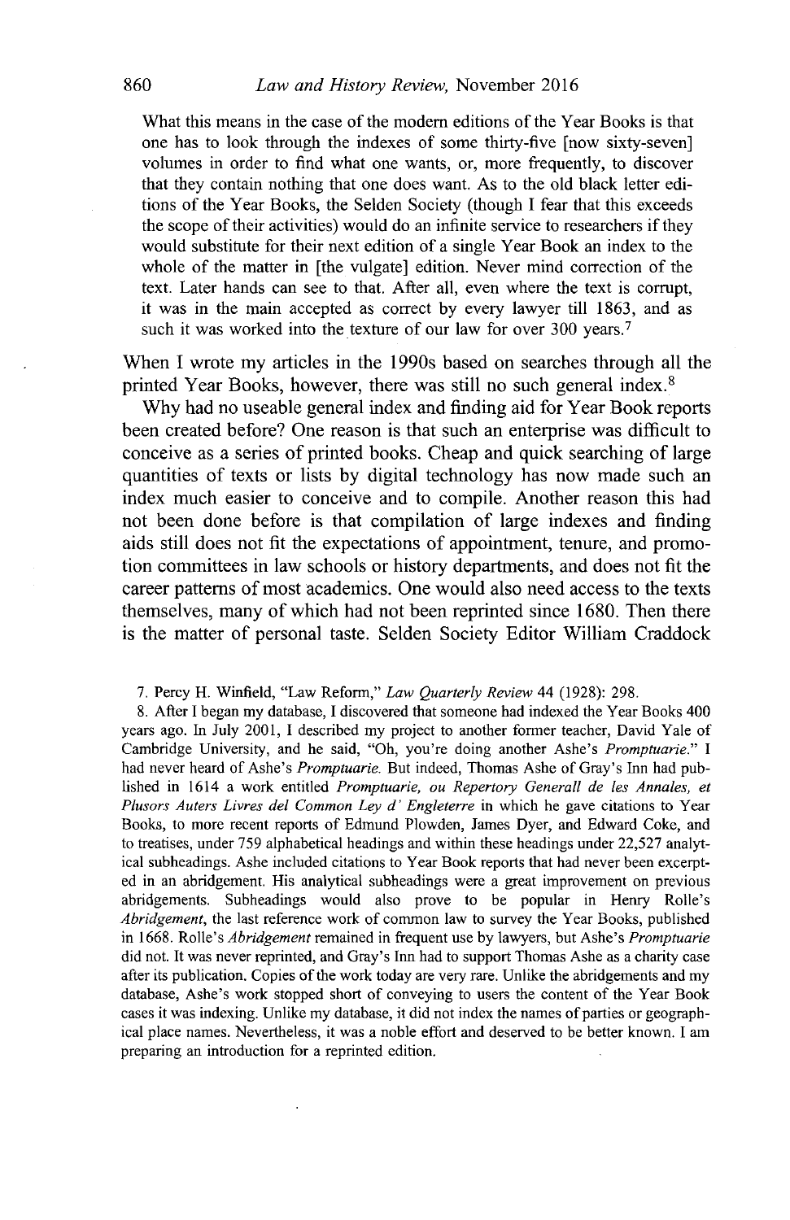> What this means in the case of the modern editions of the Year Books is that one has to look through the indexes of some thirty-five [now sixty-seven] volumes in order to find what one wants, or, more frequently, to discover that they contain nothing that one does want. As to the old black letter editions of the Year Books, the Selden Society (though I fear that this exceeds the scope of their activities) would do an infinite service to researchers if they would substitute for their next edition of a single Year Book an index to the whole of the matter in [the vulgate] edition. Never mind correction of the text. Later hands can see to that. After all, even where the text is corrupt, it was in the main accepted as correct by every lawyer till 1863, and as such it was worked into the texture of our law for over 300 years.[7]

When I wrote my articles in the 1990s based on searches through all the printed Year Books, however, there was still no such general index.[8]

Why had no useable general index and finding aid for Year Book reports been created before? One reason is that such an enterprise was difficult to conceive as a series of printed books. Cheap and quick searching of large quantities of texts or lists by digital technology has now made such an index much easier to conceive and to compile. Another reason this had not been done before is that compilation of large indexes and finding aids still does not fit the expectations of appointment, tenure, and promotion committees in law schools or history departments, and does not fit the career patterns of most academics. One would also need access to the texts themselves, many of which had not been reprinted since 1680. Then there is the matter of personal taste. Selden Society Editor William Craddock

7. Percy H. Winfield, "Law Reform," *Law Quarterly Review* 44 (1928): 298.

8. After I began my database, I discovered that someone had indexed the Year Books 400 years ago. In July 2001, I described my project to another former teacher, David Yale of Cambridge University, and he said, "Oh, you're doing another Ashe's *Promptuarie.*" I had never heard of Ashe's *Promptuarie.* But indeed, Thomas Ashe of Gray's Inn had published in 1614 a work entitled *Promptuarie, ou Repertory Generall de les Annales, et Plusors Auters Livres del Common Ley d' Engleterre* in which he gave citations to Year Books, to more recent reports of Edmund Plowden, James Dyer, and Edward Coke, and to treatises, under 759 alphabetical headings and within these headings under 22,527 analytical subheadings. Ashe included citations to Year Book reports that had never been excerpted in an abridgement. His analytical subheadings were a great improvement on previous abridgements. Subheadings would also prove to be popular in Henry Rolle's *Abridgement*, the last reference work of common law to survey the Year Books, published in 1668. Rolle's *Abridgement* remained in frequent use by lawyers, but Ashe's *Promptuarie* did not. It was never reprinted, and Gray's Inn had to support Thomas Ashe as a charity case after its publication. Copies of the work today are very rare. Unlike the abridgements and my database, Ashe's work stopped short of conveying to users the content of the Year Book cases it was indexing. Unlike my database, it did not index the names of parties or geographical place names. Nevertheless, it was a noble effort and deserved to be better known. I am preparing an introduction for a reprinted edition.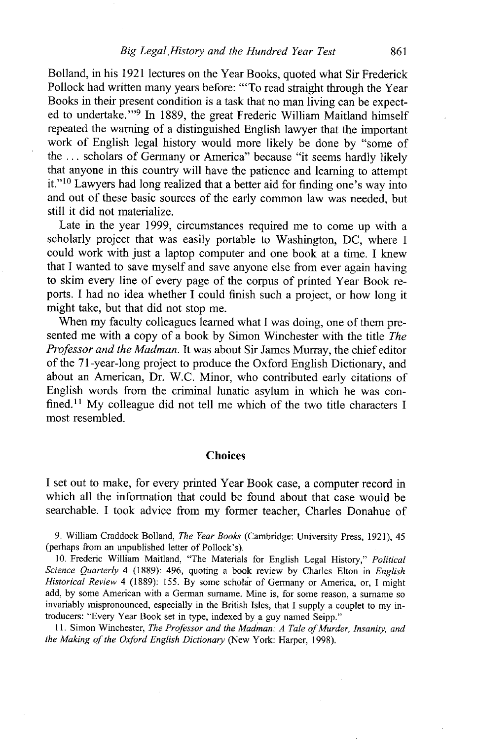Bolland, in his 1921 lectures on the Year Books, quoted what Sir Frederick Pollock had written many years before: "'To read straight through the Year Books in their present condition is a task that no man living can be expected to undertake.'"[9] In 1889, the great Frederic William Maitland himself repeated the warning of a distinguished English lawyer that the important work of English legal history would more likely be done by "some of the ... scholars of Germany or America" because "it seems hardly likely that anyone in this country will have the patience and learning to attempt it."[10] Lawyers had long realized that a better aid for finding one's way into and out of these basic sources of the early common law was needed, but still it did not materialize.

Late in the year 1999, circumstances required me to come up with a scholarly project that was easily portable to Washington, DC, where I could work with just a laptop computer and one book at a time. I knew that I wanted to save myself and save anyone else from ever again having to skim every line of every page of the corpus of printed Year Book reports. I had no idea whether I could finish such a project, or how long it might take, but that did not stop me.

When my faculty colleagues learned what I was doing, one of them presented me with a copy of a book by Simon Winchester with the title *The Professor and the Madman*. It was about Sir James Murray, the chief editor of the 71-year-long project to produce the Oxford English Dictionary, and about an American, Dr. W.C. Minor, who contributed early citations of English words from the criminal lunatic asylum in which he was confined.[11] My colleague did not tell me which of the two title characters I most resembled.

## Choices

I set out to make, for every printed Year Book case, a computer record in which all the information that could be found about that case would be searchable. I took advice from my former teacher, Charles Donahue of

9. William Craddock Bolland, *The Year Books* (Cambridge: University Press, 1921), 45 (perhaps from an unpublished letter of Pollock's).

10. Frederic William Maitland, "The Materials for English Legal History," *Political Science Quarterly* 4 (1889): 496, quoting a book review by Charles Elton in *English Historical Review* 4 (1889): 155. By some scholar of Germany or America, or, I might add, by some American with a German surname. Mine is, for some reason, a surname so invariably mispronounced, especially in the British Isles, that I supply a couplet to my introducers: "Every Year Book set in type, indexed by a guy named Seipp."

11. Simon Winchester, *The Professor and the Madman: A Tale of Murder, Insanity, and the Making of the Oxford English Dictionary* (New York: Harper, 1998).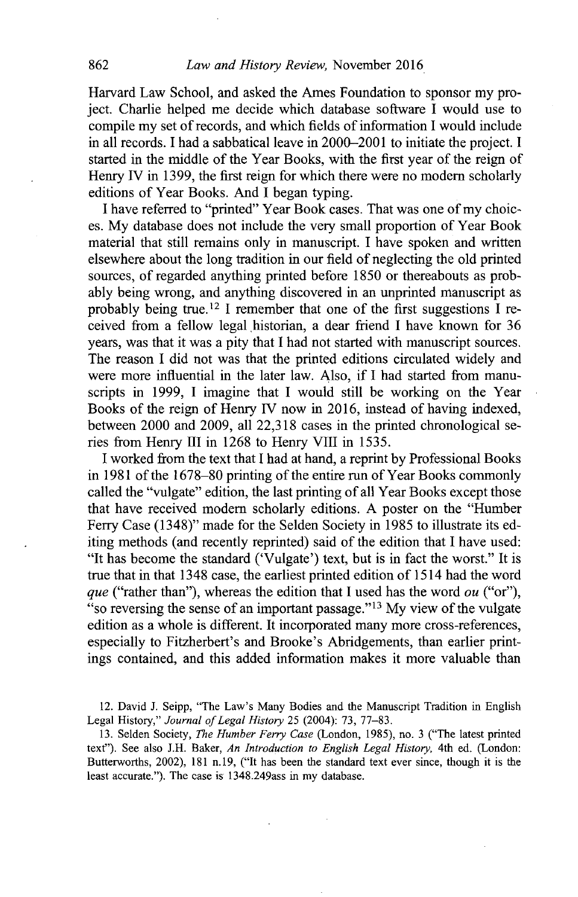Harvard Law School, and asked the Ames Foundation to sponsor my project. Charlie helped me decide which database software I would use to compile my set of records, and which fields of information I would include in all records. I had a sabbatical leave in 2000–2001 to initiate the project. I started in the middle of the Year Books, with the first year of the reign of Henry IV in 1399, the first reign for which there were no modern scholarly editions of Year Books. And I began typing.

I have referred to "printed" Year Book cases. That was one of my choices. My database does not include the very small proportion of Year Book material that still remains only in manuscript. I have spoken and written elsewhere about the long tradition in our field of neglecting the old printed sources, of regarded anything printed before 1850 or thereabouts as probably being wrong, and anything discovered in an unprinted manuscript as probably being true.[12] I remember that one of the first suggestions I received from a fellow legal historian, a dear friend I have known for 36 years, was that it was a pity that I had not started with manuscript sources. The reason I did not was that the printed editions circulated widely and were more influential in the later law. Also, if I had started from manuscripts in 1999, I imagine that I would still be working on the Year Books of the reign of Henry IV now in 2016, instead of having indexed, between 2000 and 2009, all 22,318 cases in the printed chronological series from Henry III in 1268 to Henry VIII in 1535.

I worked from the text that I had at hand, a reprint by Professional Books in 1981 of the 1678–80 printing of the entire run of Year Books commonly called the "vulgate" edition, the last printing of all Year Books except those that have received modern scholarly editions. A poster on the "Humber Ferry Case (1348)" made for the Selden Society in 1985 to illustrate its editing methods (and recently reprinted) said of the edition that I have used: "It has become the standard ('Vulgate') text, but is in fact the worst." It is true that in that 1348 case, the earliest printed edition of 1514 had the word *que* ("rather than"), whereas the edition that I used has the word *ou* ("or"), "so reversing the sense of an important passage."[13] My view of the vulgate edition as a whole is different. It incorporated many more cross-references, especially to Fitzherbert's and Brooke's Abridgements, than earlier printings contained, and this added information makes it more valuable than

12. David J. Seipp, "The Law's Many Bodies and the Manuscript Tradition in English Legal History," *Journal of Legal History* 25 (2004): 73, 77–83.

13. Selden Society, *The Humber Ferry Case* (London, 1985), no. 3 ("The latest printed text"). See also J.H. Baker, *An Introduction to English Legal History*, 4th ed. (London: Butterworths, 2002), 181 n.19, ("It has been the standard text ever since, though it is the least accurate."). The case is 1348.249ass in my database.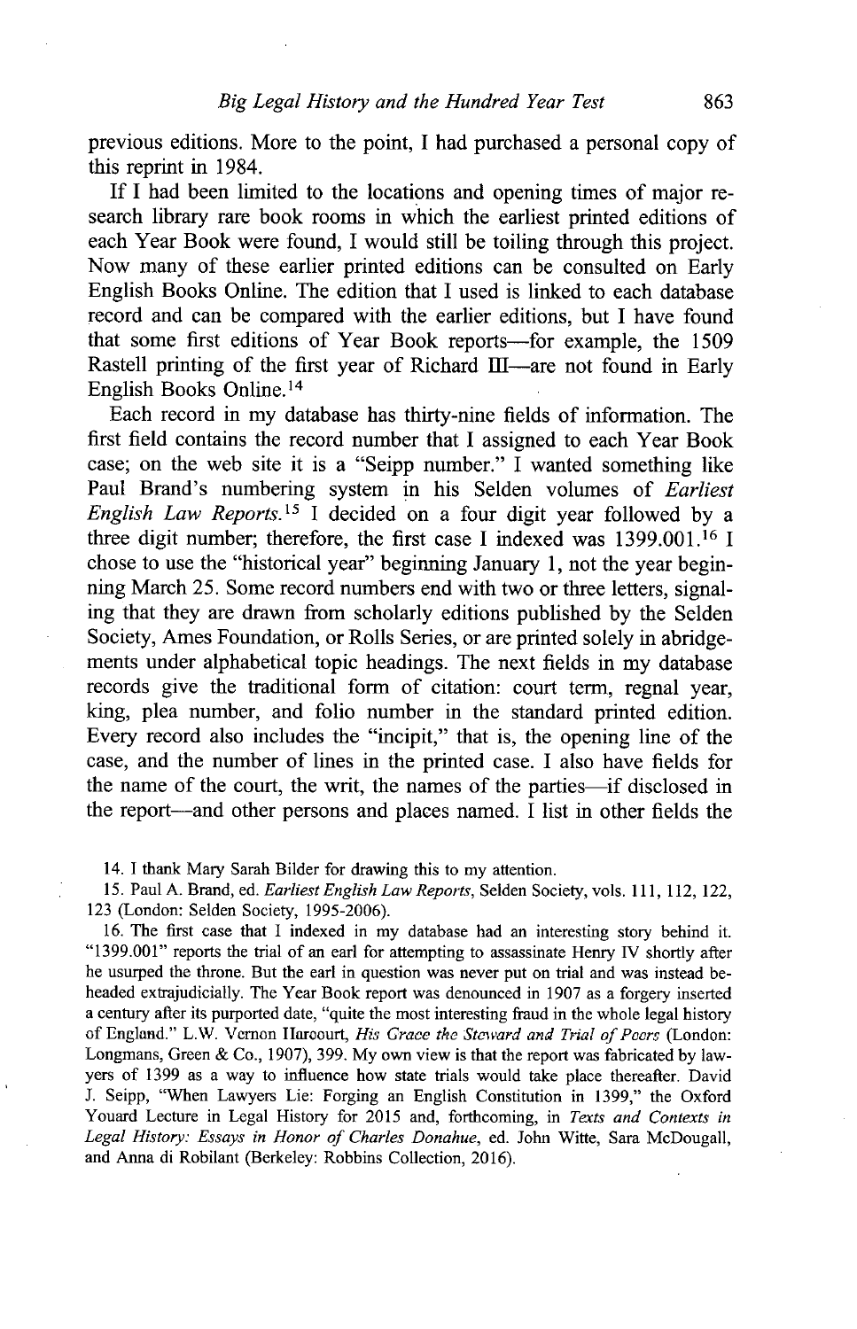previous editions. More to the point, I had purchased a personal copy of this reprint in 1984.

If I had been limited to the locations and opening times of major research library rare book rooms in which the earliest printed editions of each Year Book were found, I would still be toiling through this project. Now many of these earlier printed editions can be consulted on Early English Books Online. The edition that I used is linked to each database record and can be compared with the earlier editions, but I have found that some first editions of Year Book reports—for example, the 1509 Rastell printing of the first year of Richard III—are not found in Early English Books Online.[14]

Each record in my database has thirty-nine fields of information. The first field contains the record number that I assigned to each Year Book case; on the web site it is a "Seipp number." I wanted something like Paul Brand's numbering system in his Selden volumes of *Earliest English Law Reports*.[15] I decided on a four digit year followed by a three digit number; therefore, the first case I indexed was 1399.001.[16] I chose to use the "historical year" beginning January 1, not the year beginning March 25. Some record numbers end with two or three letters, signaling that they are drawn from scholarly editions published by the Selden Society, Ames Foundation, or Rolls Series, or are printed solely in abridgements under alphabetical topic headings. The next fields in my database records give the traditional form of citation: court term, regnal year, king, plea number, and folio number in the standard printed edition. Every record also includes the "incipit," that is, the opening line of the case, and the number of lines in the printed case. I also have fields for the name of the court, the writ, the names of the parties—if disclosed in the report—and other persons and places named. I list in other fields the

14. I thank Mary Sarah Bilder for drawing this to my attention.

15. Paul A. Brand, ed. *Earliest English Law Reports*, Selden Society, vols. 111, 112, 122, 123 (London: Selden Society, 1995-2006).

16. The first case that I indexed in my database had an interesting story behind it. "1399.001" reports the trial of an earl for attempting to assassinate Henry IV shortly after he usurped the throne. But the earl in question was never put on trial and was instead beheaded extrajudicially. The Year Book report was denounced in 1907 as a forgery inserted a century after its purported date, "quite the most interesting fraud in the whole legal history of England." L.W. Vernon Harcourt, *His Grace the Steward and Trial of Peers* (London: Longmans, Green & Co., 1907), 399. My own view is that the report was fabricated by lawyers of 1399 as a way to influence how state trials would take place thereafter. David J. Seipp, "When Lawyers Lie: Forging an English Constitution in 1399," the Oxford Youard Lecture in Legal History for 2015 and, forthcoming, in *Texts and Contexts in Legal History: Essays in Honor of Charles Donahue*, ed. John Witte, Sara McDougall, and Anna di Robilant (Berkeley: Robbins Collection, 2016).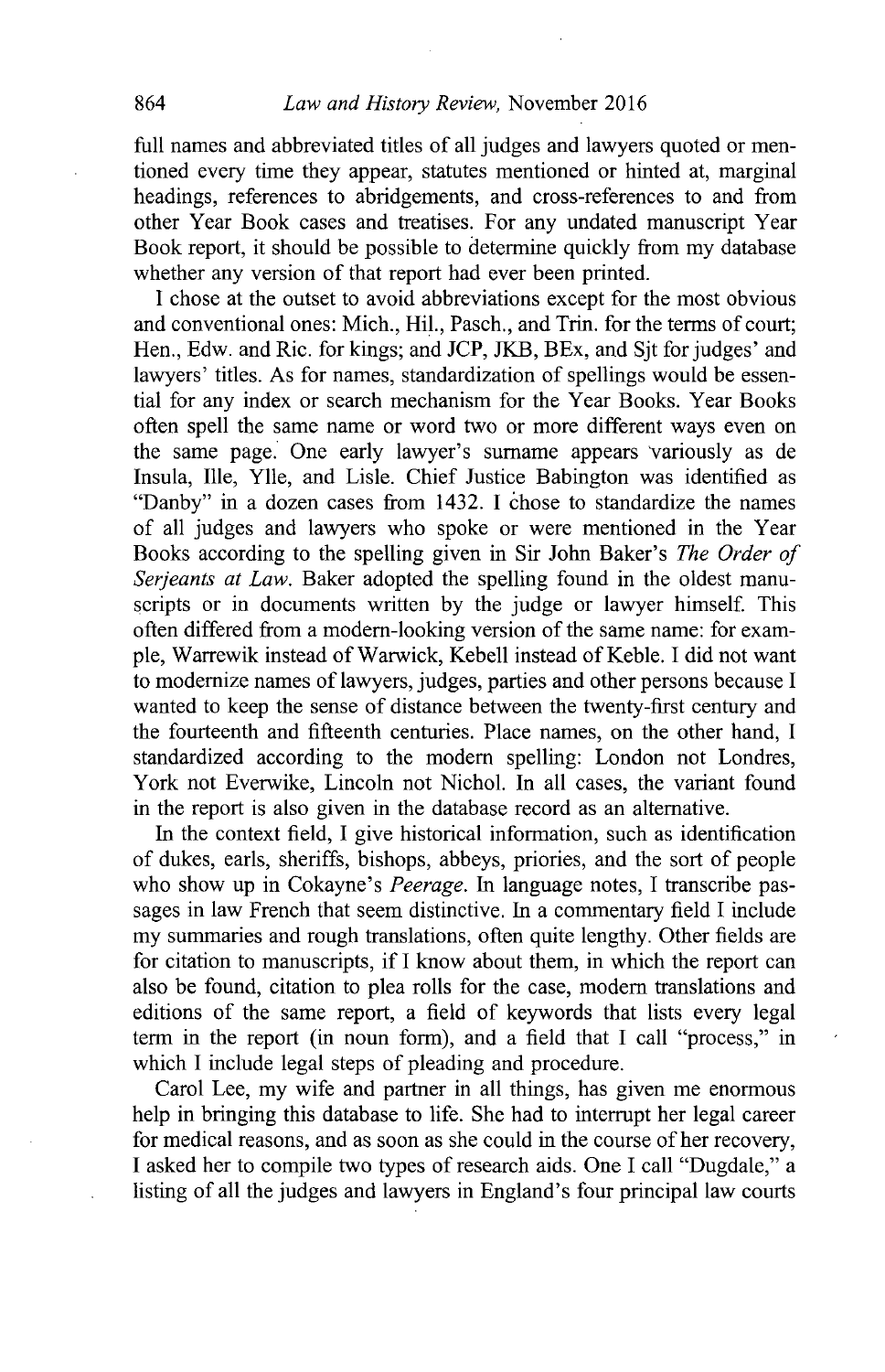full names and abbreviated titles of all judges and lawyers quoted or mentioned every time they appear, statutes mentioned or hinted at, marginal headings, references to abridgements, and cross-references to and from other Year Book cases and treatises. For any undated manuscript Year Book report, it should be possible to determine quickly from my database whether any version of that report had ever been printed.

I chose at the outset to avoid abbreviations except for the most obvious and conventional ones: Mich., Hil., Pasch., and Trin. for the terms of court; Hen., Edw. and Ric. for kings; and JCP, JKB, BEx, and Sjt for judges' and lawyers' titles. As for names, standardization of spellings would be essential for any index or search mechanism for the Year Books. Year Books often spell the same name or word two or more different ways even on the same page. One early lawyer's surname appears variously as de Insula, Ille, Ylle, and Lisle. Chief Justice Babington was identified as "Danby" in a dozen cases from 1432. I chose to standardize the names of all judges and lawyers who spoke or were mentioned in the Year Books according to the spelling given in Sir John Baker's *The Order of Serjeants at Law*. Baker adopted the spelling found in the oldest manuscripts or in documents written by the judge or lawyer himself. This often differed from a modern-looking version of the same name: for example, Warrewik instead of Warwick, Kebell instead of Keble. I did not want to modernize names of lawyers, judges, parties and other persons because I wanted to keep the sense of distance between the twenty-first century and the fourteenth and fifteenth centuries. Place names, on the other hand, I standardized according to the modern spelling: London not Londres, York not Everwike, Lincoln not Nichol. In all cases, the variant found in the report is also given in the database record as an alternative.

In the context field, I give historical information, such as identification of dukes, earls, sheriffs, bishops, abbeys, priories, and the sort of people who show up in Cokayne's *Peerage*. In language notes, I transcribe passages in law French that seem distinctive. In a commentary field I include my summaries and rough translations, often quite lengthy. Other fields are for citation to manuscripts, if I know about them, in which the report can also be found, citation to plea rolls for the case, modern translations and editions of the same report, a field of keywords that lists every legal term in the report (in noun form), and a field that I call "process," in which I include legal steps of pleading and procedure.

Carol Lee, my wife and partner in all things, has given me enormous help in bringing this database to life. She had to interrupt her legal career for medical reasons, and as soon as she could in the course of her recovery, I asked her to compile two types of research aids. One I call "Dugdale," a listing of all the judges and lawyers in England's four principal law courts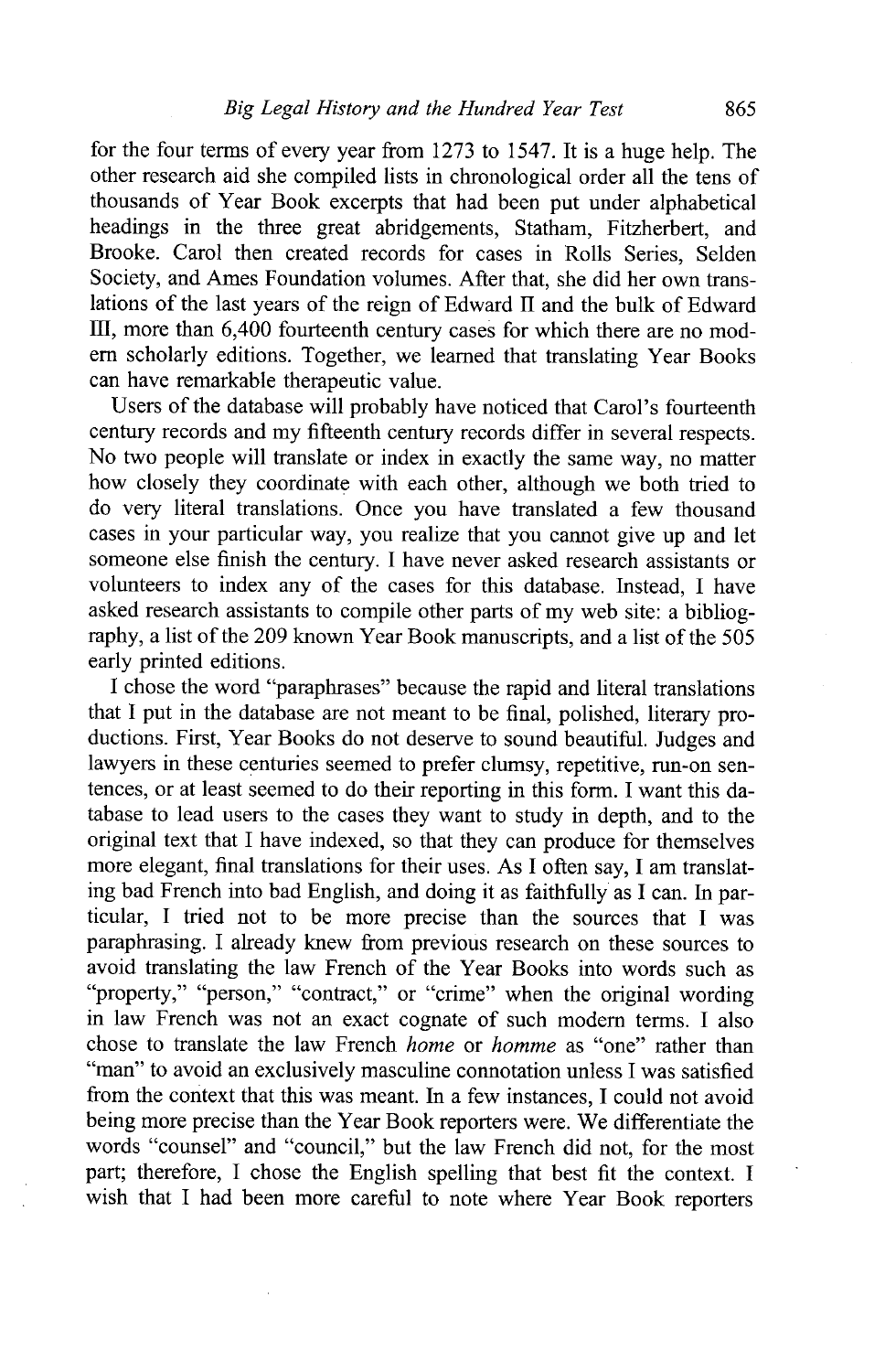for the four terms of every year from 1273 to 1547. It is a huge help. The other research aid she compiled lists in chronological order all the tens of thousands of Year Book excerpts that had been put under alphabetical headings in the three great abridgements, Statham, Fitzherbert, and Brooke. Carol then created records for cases in Rolls Series, Selden Society, and Ames Foundation volumes. After that, she did her own translations of the last years of the reign of Edward II and the bulk of Edward III, more than 6,400 fourteenth century cases for which there are no modern scholarly editions. Together, we learned that translating Year Books can have remarkable therapeutic value.

Users of the database will probably have noticed that Carol's fourteenth century records and my fifteenth century records differ in several respects. No two people will translate or index in exactly the same way, no matter how closely they coordinate with each other, although we both tried to do very literal translations. Once you have translated a few thousand cases in your particular way, you realize that you cannot give up and let someone else finish the century. I have never asked research assistants or volunteers to index any of the cases for this database. Instead, I have asked research assistants to compile other parts of my web site: a bibliography, a list of the 209 known Year Book manuscripts, and a list of the 505 early printed editions.

I chose the word "paraphrases" because the rapid and literal translations that I put in the database are not meant to be final, polished, literary productions. First, Year Books do not deserve to sound beautiful. Judges and lawyers in these centuries seemed to prefer clumsy, repetitive, run-on sentences, or at least seemed to do their reporting in this form. I want this database to lead users to the cases they want to study in depth, and to the original text that I have indexed, so that they can produce for themselves more elegant, final translations for their uses. As I often say, I am translating bad French into bad English, and doing it as faithfully as I can. In particular, I tried not to be more precise than the sources that I was paraphrasing. I already knew from previous research on these sources to avoid translating the law French of the Year Books into words such as "property," "person," "contract," or "crime" when the original wording in law French was not an exact cognate of such modern terms. I also chose to translate the law French *home* or *homme* as "one" rather than "man" to avoid an exclusively masculine connotation unless I was satisfied from the context that this was meant. In a few instances, I could not avoid being more precise than the Year Book reporters were. We differentiate the words "counsel" and "council," but the law French did not, for the most part; therefore, I chose the English spelling that best fit the context. I wish that I had been more careful to note where Year Book reporters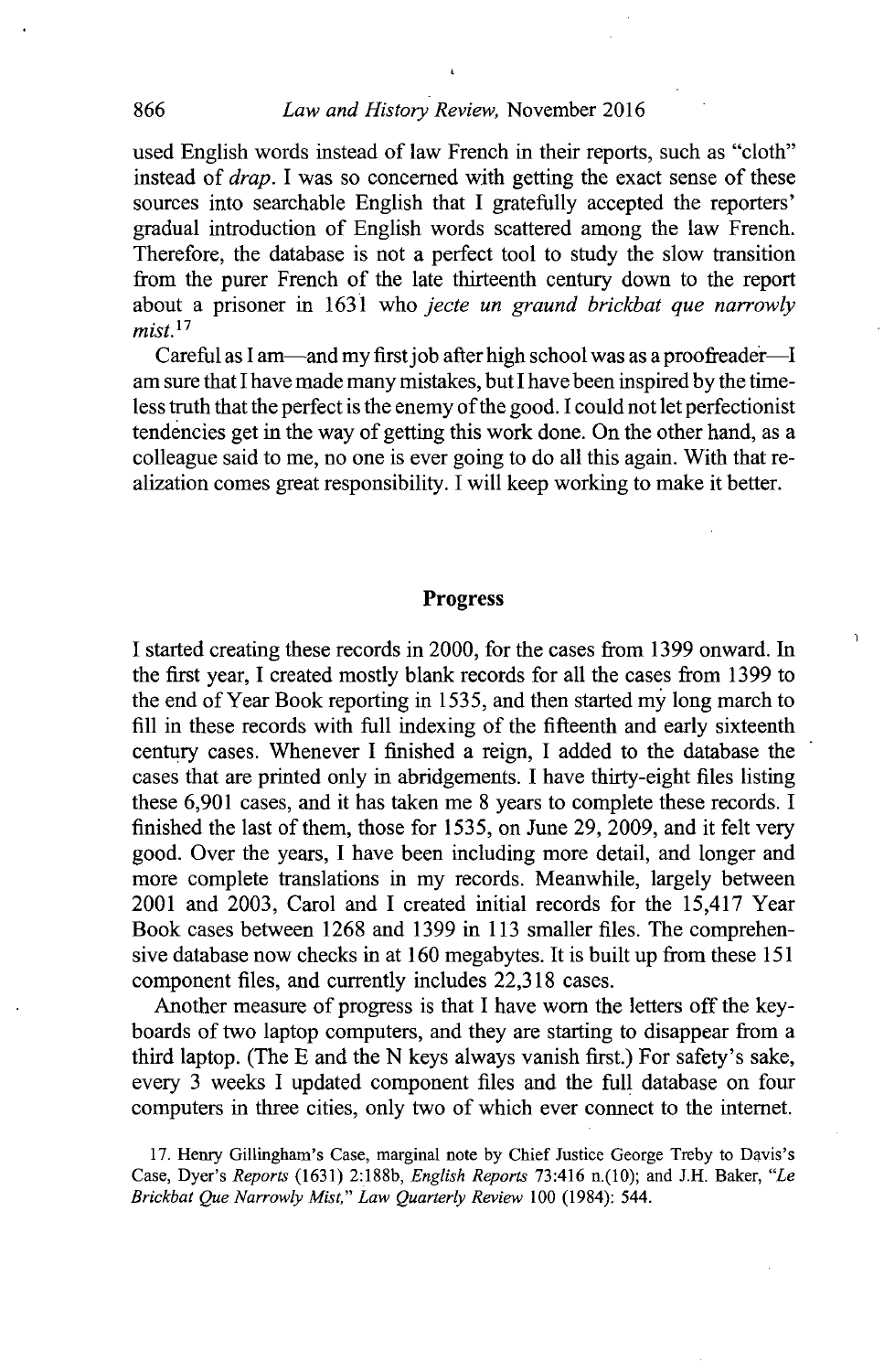used English words instead of law French in their reports, such as "cloth" instead of *drap*. I was so concerned with getting the exact sense of these sources into searchable English that I gratefully accepted the reporters' gradual introduction of English words scattered among the law French. Therefore, the database is not a perfect tool to study the slow transition from the purer French of the late thirteenth century down to the report about a prisoner in 1631 who *jecte un graund brickbat que narrowly mist*.[17]

Careful as I am—and my first job after high school was as a proofreader—I am sure that I have made many mistakes, but I have been inspired by the timeless truth that the perfect is the enemy of the good. I could not let perfectionist tendencies get in the way of getting this work done. On the other hand, as a colleague said to me, no one is ever going to do all this again. With that realization comes great responsibility. I will keep working to make it better.

## Progress

I started creating these records in 2000, for the cases from 1399 onward. In the first year, I created mostly blank records for all the cases from 1399 to the end of Year Book reporting in 1535, and then started my long march to fill in these records with full indexing of the fifteenth and early sixteenth century cases. Whenever I finished a reign, I added to the database the cases that are printed only in abridgements. I have thirty-eight files listing these 6,901 cases, and it has taken me 8 years to complete these records. I finished the last of them, those for 1535, on June 29, 2009, and it felt very good. Over the years, I have been including more detail, and longer and more complete translations in my records. Meanwhile, largely between 2001 and 2003, Carol and I created initial records for the 15,417 Year Book cases between 1268 and 1399 in 113 smaller files. The comprehensive database now checks in at 160 megabytes. It is built up from these 151 component files, and currently includes 22,318 cases.

Another measure of progress is that I have worn the letters off the keyboards of two laptop computers, and they are starting to disappear from a third laptop. (The E and the N keys always vanish first.) For safety's sake, every 3 weeks I updated component files and the full database on four computers in three cities, only two of which ever connect to the internet.

17. Henry Gillingham's Case, marginal note by Chief Justice George Treby to Davis's Case, Dyer's *Reports* (1631) 2:188b, *English Reports* 73:416 n.(10); and J.H. Baker, "*Le Brickbat Que Narrowly Mist,*" *Law Quarterly Review* 100 (1984): 544.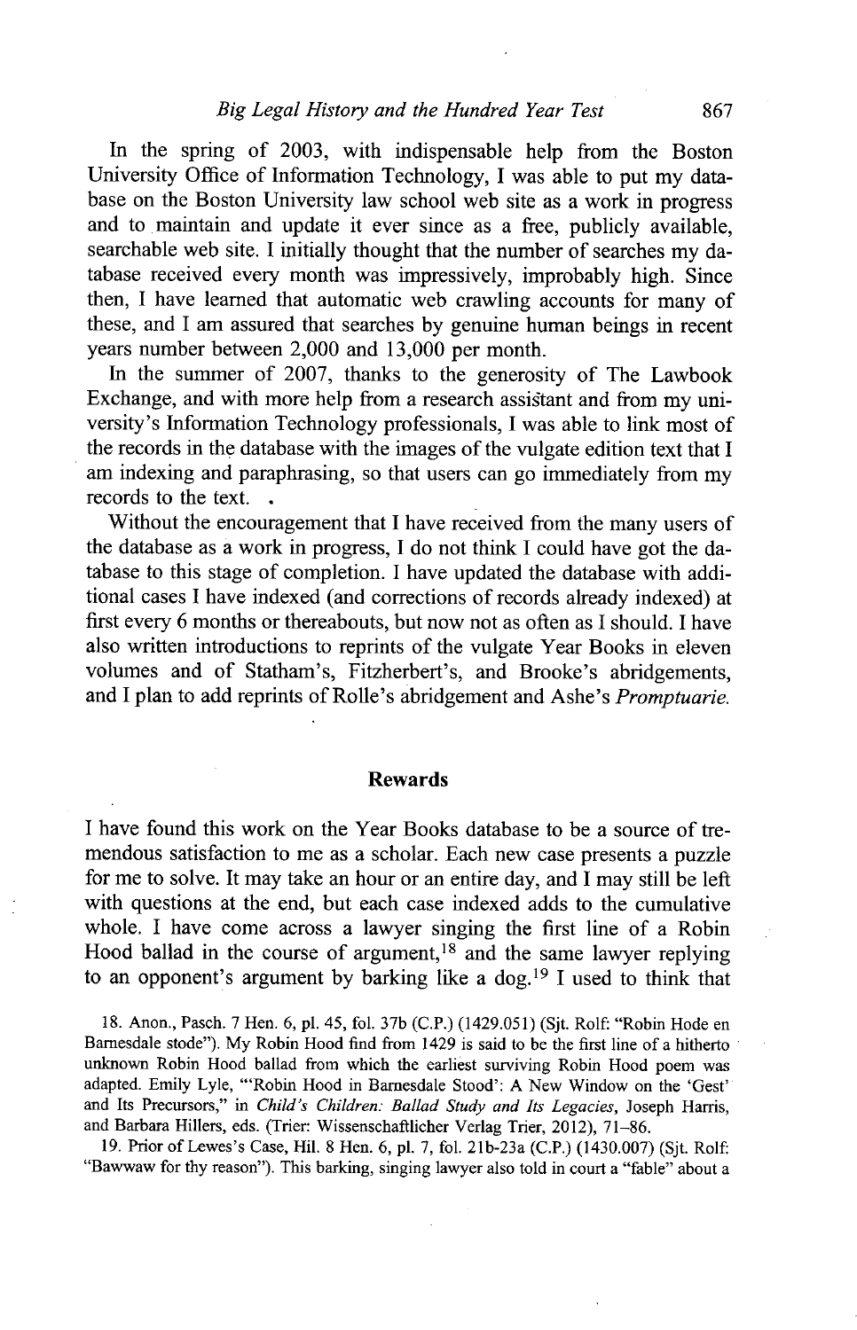In the spring of 2003, with indispensable help from the Boston University Office of Information Technology, I was able to put my database on the Boston University law school web site as a work in progress and to maintain and update it ever since as a free, publicly available, searchable web site. I initially thought that the number of searches my database received every month was impressively, improbably high. Since then, I have learned that automatic web crawling accounts for many of these, and I am assured that searches by genuine human beings in recent years number between 2,000 and 13,000 per month.

In the summer of 2007, thanks to the generosity of The Lawbook Exchange, and with more help from a research assistant and from my university's Information Technology professionals, I was able to link most of the records in the database with the images of the vulgate edition text that I am indexing and paraphrasing, so that users can go immediately from my records to the text.

Without the encouragement that I have received from the many users of the database as a work in progress, I do not think I could have got the database to this stage of completion. I have updated the database with additional cases I have indexed (and corrections of records already indexed) at first every 6 months or thereabouts, but now not as often as I should. I have also written introductions to reprints of the vulgate Year Books in eleven volumes and of Statham's, Fitzherbert's, and Brooke's abridgements, and I plan to add reprints of Rolle's abridgement and Ashe's *Promptuarie.*

## Rewards

I have found this work on the Year Books database to be a source of tremendous satisfaction to me as a scholar. Each new case presents a puzzle for me to solve. It may take an hour or an entire day, and I may still be left with questions at the end, but each case indexed adds to the cumulative whole. I have come across a lawyer singing the first line of a Robin Hood ballad in the course of argument,[18] and the same lawyer replying to an opponent's argument by barking like a dog.[19] I used to think that

18. Anon., Pasch. 7 Hen. 6, pl. 45, fol. 37b (C.P.) (1429.051) (Sjt. Rolf: "Robin Hode en Barnesdale stode"). My Robin Hood find from 1429 is said to be the first line of a hitherto unknown Robin Hood ballad from which the earliest surviving Robin Hood poem was adapted. Emily Lyle, "'Robin Hood in Barnesdale Stood': A New Window on the 'Gest' and Its Precursors," in *Child's Children: Ballad Study and Its Legacies*, Joseph Harris, and Barbara Hillers, eds. (Trier: Wissenschaftlicher Verlag Trier, 2012), 71–86.

19. Prior of Lewes's Case, Hil. 8 Hen. 6, pl. 7, fol. 21b-23a (C.P.) (1430.007) (Sjt. Rolf: "Bawwaw for thy reason"). This barking, singing lawyer also told in court a "fable" about a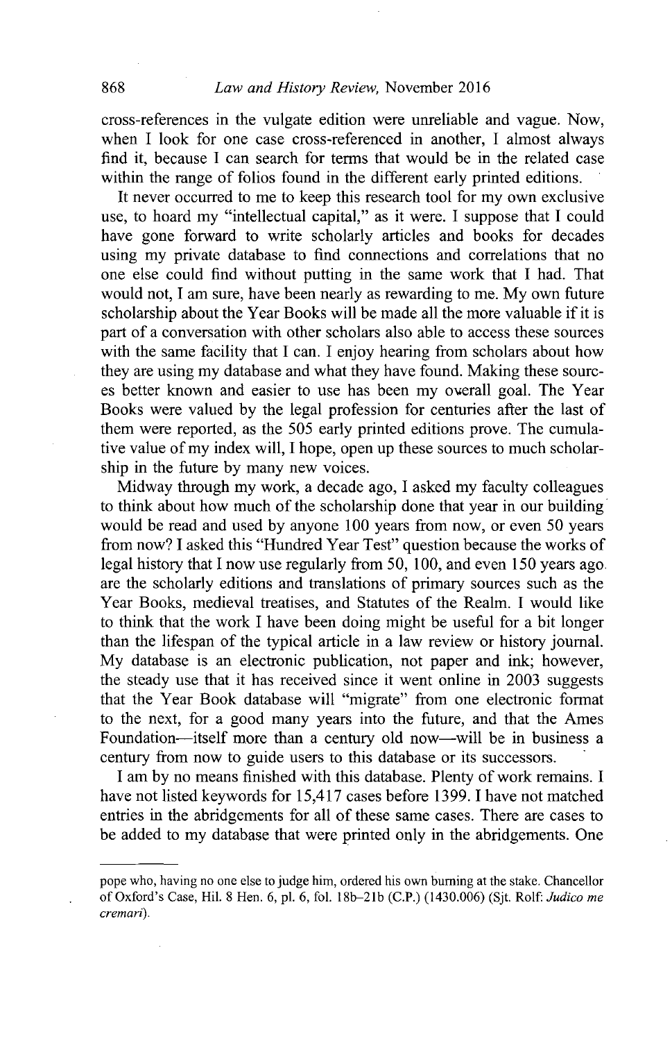cross-references in the vulgate edition were unreliable and vague. Now, when I look for one case cross-referenced in another, I almost always find it, because I can search for terms that would be in the related case within the range of folios found in the different early printed editions.

It never occurred to me to keep this research tool for my own exclusive use, to hoard my "intellectual capital," as it were. I suppose that I could have gone forward to write scholarly articles and books for decades using my private database to find connections and correlations that no one else could find without putting in the same work that I had. That would not, I am sure, have been nearly as rewarding to me. My own future scholarship about the Year Books will be made all the more valuable if it is part of a conversation with other scholars also able to access these sources with the same facility that I can. I enjoy hearing from scholars about how they are using my database and what they have found. Making these sources better known and easier to use has been my overall goal. The Year Books were valued by the legal profession for centuries after the last of them were reported, as the 505 early printed editions prove. The cumulative value of my index will, I hope, open up these sources to much scholarship in the future by many new voices.

Midway through my work, a decade ago, I asked my faculty colleagues to think about how much of the scholarship done that year in our building would be read and used by anyone 100 years from now, or even 50 years from now? I asked this "Hundred Year Test" question because the works of legal history that I now use regularly from 50, 100, and even 150 years ago are the scholarly editions and translations of primary sources such as the Year Books, medieval treatises, and Statutes of the Realm. I would like to think that the work I have been doing might be useful for a bit longer than the lifespan of the typical article in a law review or history journal. My database is an electronic publication, not paper and ink; however, the steady use that it has received since it went online in 2003 suggests that the Year Book database will "migrate" from one electronic format to the next, for a good many years into the future, and that the Ames Foundation—itself more than a century old now—will be in business a century from now to guide users to this database or its successors.

I am by no means finished with this database. Plenty of work remains. I have not listed keywords for 15,417 cases before 1399. I have not matched entries in the abridgements for all of these same cases. There are cases to be added to my database that were printed only in the abridgements. One

---

pope who, having no one else to judge him, ordered his own burning at the stake. Chancellor of Oxford's Case, Hil. 8 Hen. 6, pl. 6, fol. 18b–21b (C.P.) (1430.006) (Sjt. Rolf: *Judico me cremari*).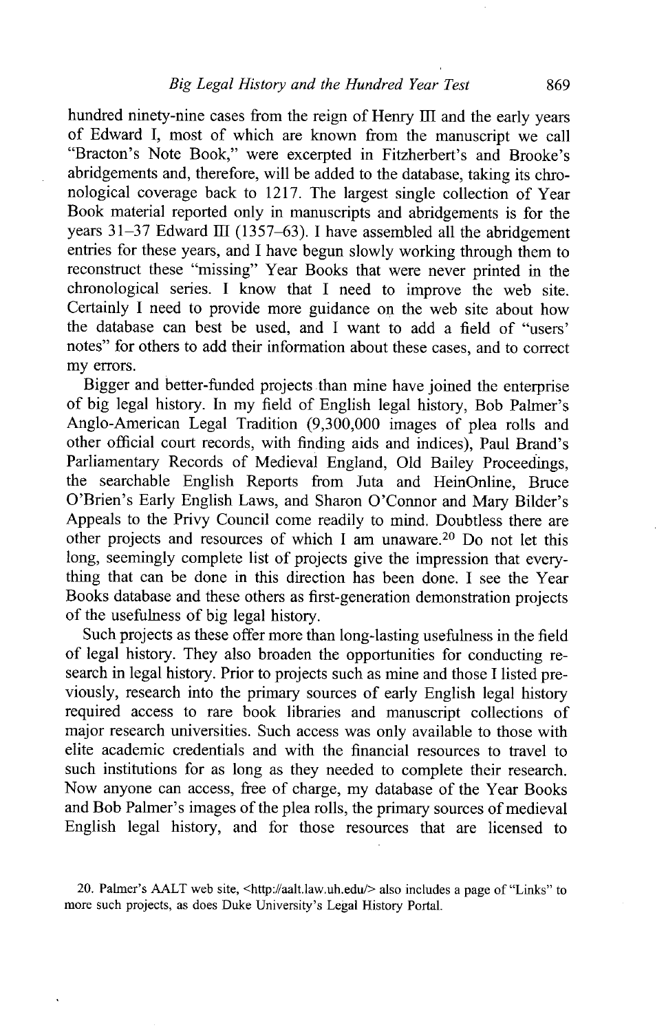hundred ninety-nine cases from the reign of Henry III and the early years of Edward I, most of which are known from the manuscript we call "Bracton's Note Book," were excerpted in Fitzherbert's and Brooke's abridgements and, therefore, will be added to the database, taking its chronological coverage back to 1217. The largest single collection of Year Book material reported only in manuscripts and abridgements is for the years 31–37 Edward III (1357–63). I have assembled all the abridgement entries for these years, and I have begun slowly working through them to reconstruct these "missing" Year Books that were never printed in the chronological series. I know that I need to improve the web site. Certainly I need to provide more guidance on the web site about how the database can best be used, and I want to add a field of "users' notes" for others to add their information about these cases, and to correct my errors.

Bigger and better-funded projects than mine have joined the enterprise of big legal history. In my field of English legal history, Bob Palmer's Anglo-American Legal Tradition (9,300,000 images of plea rolls and other official court records, with finding aids and indices), Paul Brand's Parliamentary Records of Medieval England, Old Bailey Proceedings, the searchable English Reports from Juta and HeinOnline, Bruce O'Brien's Early English Laws, and Sharon O'Connor and Mary Bilder's Appeals to the Privy Council come readily to mind. Doubtless there are other projects and resources of which I am unaware.[20] Do not let this long, seemingly complete list of projects give the impression that everything that can be done in this direction has been done. I see the Year Books database and these others as first-generation demonstration projects of the usefulness of big legal history.

Such projects as these offer more than long-lasting usefulness in the field of legal history. They also broaden the opportunities for conducting research in legal history. Prior to projects such as mine and those I listed previously, research into the primary sources of early English legal history required access to rare book libraries and manuscript collections of major research universities. Such access was only available to those with elite academic credentials and with the financial resources to travel to such institutions for as long as they needed to complete their research. Now anyone can access, free of charge, my database of the Year Books and Bob Palmer's images of the plea rolls, the primary sources of medieval English legal history, and for those resources that are licensed to

20. Palmer's AALT web site, <http://aalt.law.uh.edu/> also includes a page of "Links" to more such projects, as does Duke University's Legal History Portal.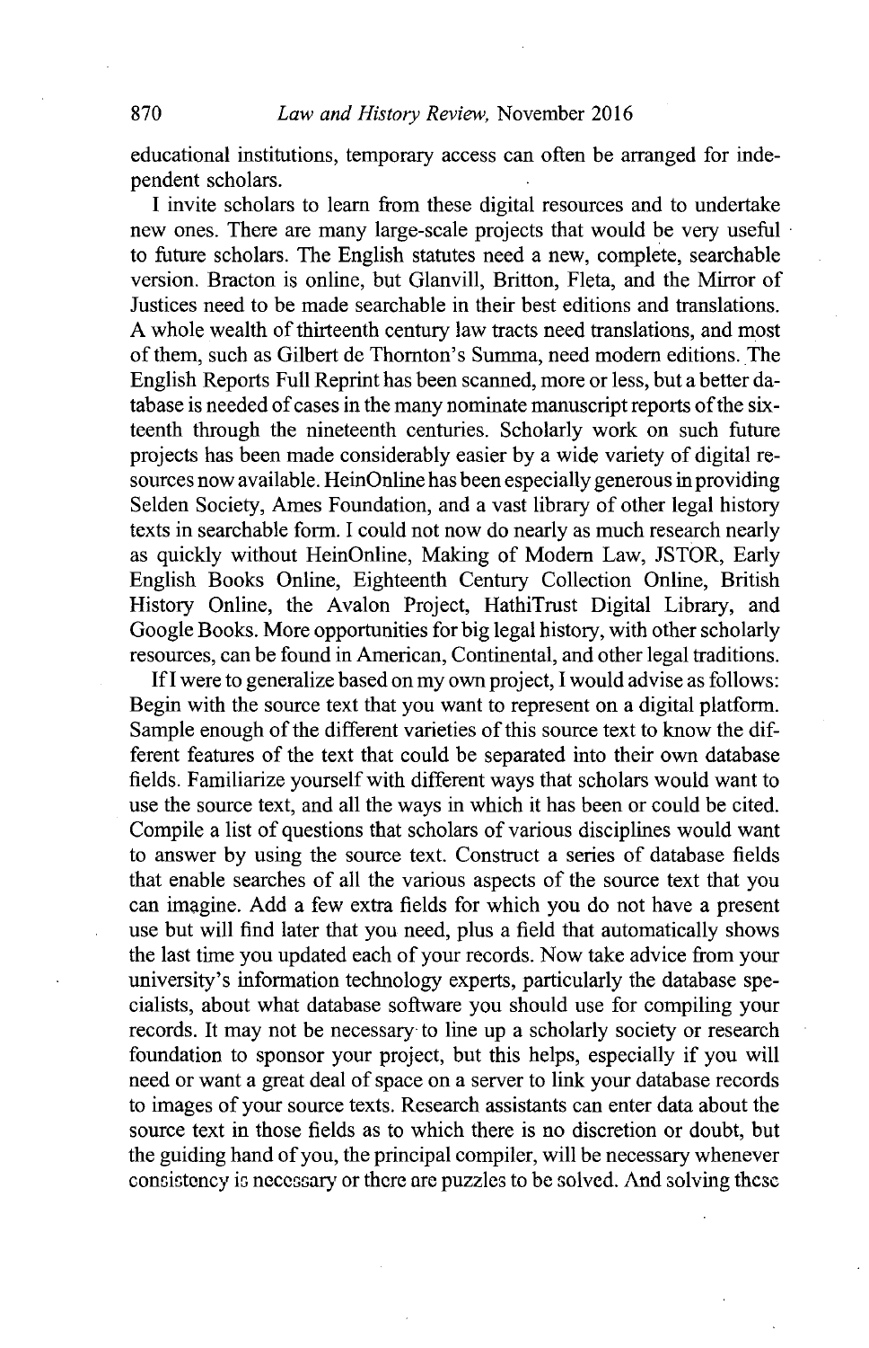educational institutions, temporary access can often be arranged for independent scholars.

I invite scholars to learn from these digital resources and to undertake new ones. There are many large-scale projects that would be very useful to future scholars. The English statutes need a new, complete, searchable version. Bracton is online, but Glanvill, Britton, Fleta, and the Mirror of Justices need to be made searchable in their best editions and translations. A whole wealth of thirteenth century law tracts need translations, and most of them, such as Gilbert de Thornton's Summa, need modern editions. The English Reports Full Reprint has been scanned, more or less, but a better database is needed of cases in the many nominate manuscript reports of the sixteenth through the nineteenth centuries. Scholarly work on such future projects has been made considerably easier by a wide variety of digital resources now available. HeinOnline has been especially generous in providing Selden Society, Ames Foundation, and a vast library of other legal history texts in searchable form. I could not now do nearly as much research nearly as quickly without HeinOnline, Making of Modern Law, JSTOR, Early English Books Online, Eighteenth Century Collection Online, British History Online, the Avalon Project, HathiTrust Digital Library, and Google Books. More opportunities for big legal history, with other scholarly resources, can be found in American, Continental, and other legal traditions.

If I were to generalize based on my own project, I would advise as follows: Begin with the source text that you want to represent on a digital platform. Sample enough of the different varieties of this source text to know the different features of the text that could be separated into their own database fields. Familiarize yourself with different ways that scholars would want to use the source text, and all the ways in which it has been or could be cited. Compile a list of questions that scholars of various disciplines would want to answer by using the source text. Construct a series of database fields that enable searches of all the various aspects of the source text that you can imagine. Add a few extra fields for which you do not have a present use but will find later that you need, plus a field that automatically shows the last time you updated each of your records. Now take advice from your university's information technology experts, particularly the database specialists, about what database software you should use for compiling your records. It may not be necessary to line up a scholarly society or research foundation to sponsor your project, but this helps, especially if you will need or want a great deal of space on a server to link your database records to images of your source texts. Research assistants can enter data about the source text in those fields as to which there is no discretion or doubt, but the guiding hand of you, the principal compiler, will be necessary whenever consistency is necessary or there are puzzles to be solved. And solving these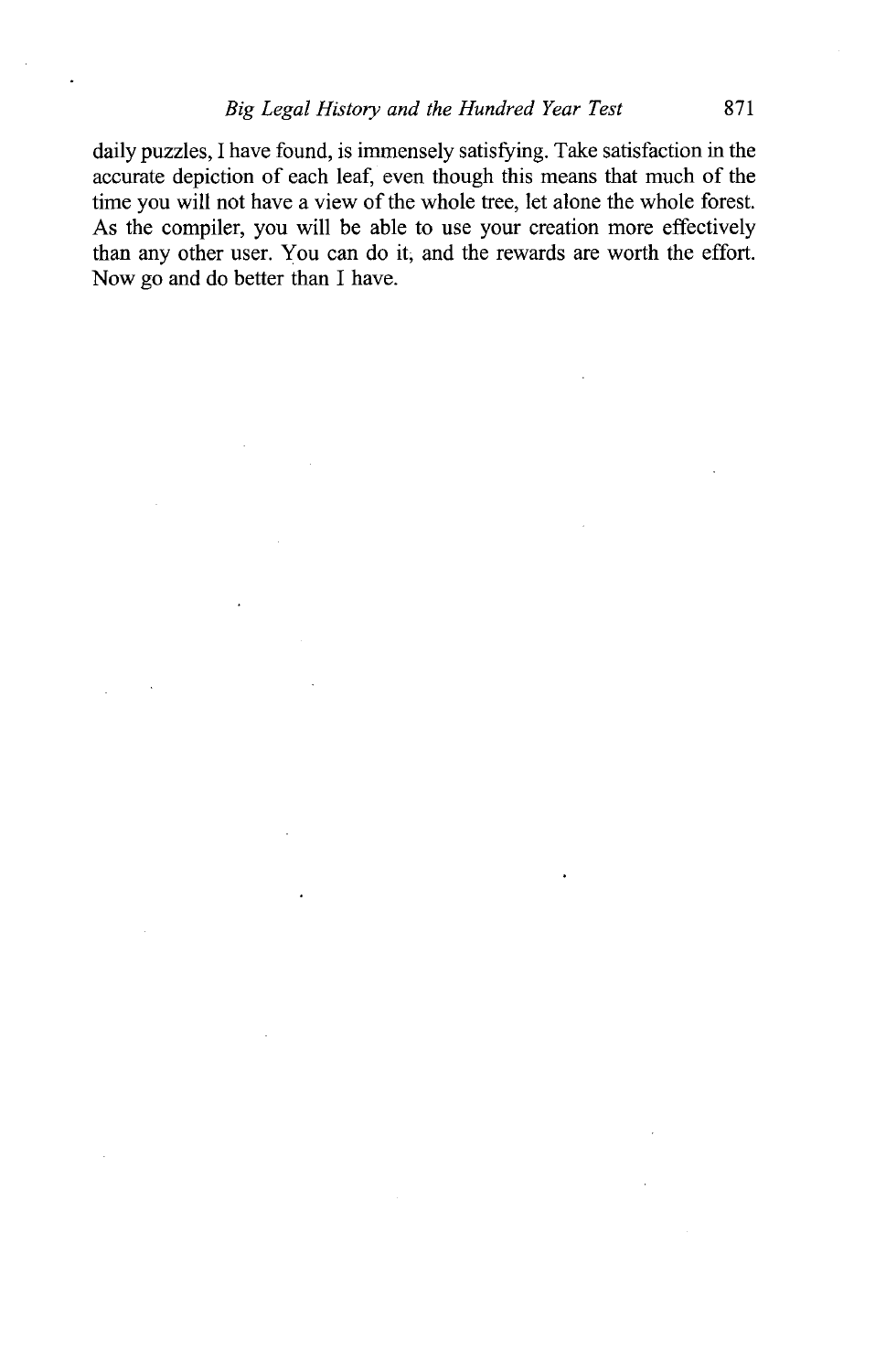daily puzzles, I have found, is immensely satisfying. Take satisfaction in the accurate depiction of each leaf, even though this means that much of the time you will not have a view of the whole tree, let alone the whole forest. As the compiler, you will be able to use your creation more effectively than any other user. You can do it, and the rewards are worth the effort. Now go and do better than I have.